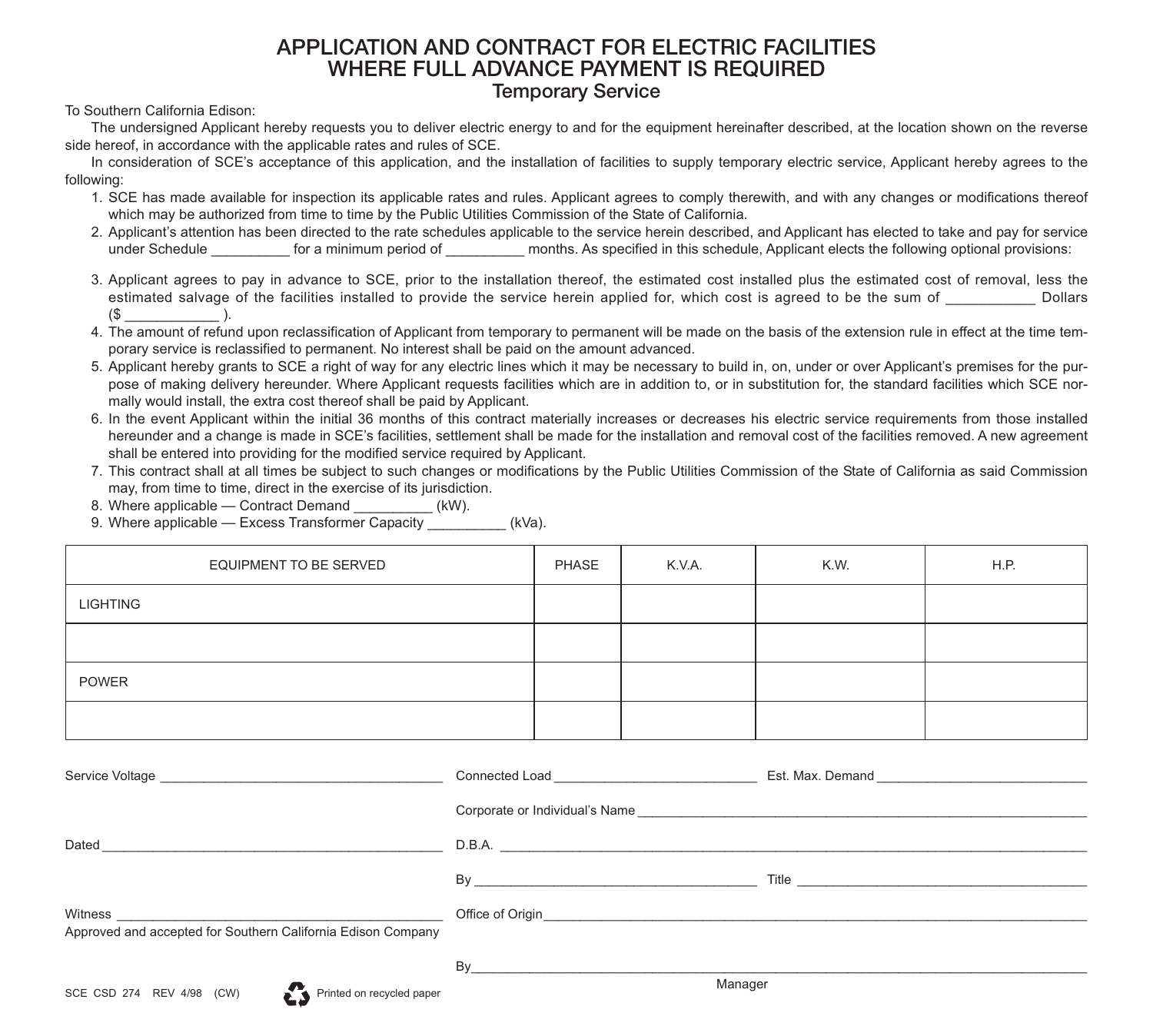# APPLICATION AND CONTRACT FOR ELECTRIC FACILITIES WHERE FULL ADVANCE PAYMENT IS REQUIRED

## Temporary Service

To Southern California Edison:

The undersigned Applicant hereby requests you to deliver electric energy to and for the equipment hereinafter described, at the location shown on the reverse side hereof, in accordance with the applicable rates and rules of SCE.

In consideration of SCE's acceptance of this application, and the installation of facilities to supply temporary electric service, Applicant hereby agrees to the following:

1. SCE has made available for inspection its applicable rates and rules. Applicant agrees to comply therewith, and with any changes or modifications thereof which may be authorized from time to time by the Public Utilities Commission of the State of California.
2. Applicant's attention has been directed to the rate schedules applicable to the service herein described, and Applicant has elected to take and pay for service under Schedule __________ for a minimum period of __________ months. As specified in this schedule, Applicant elects the following optional provisions:
3. Applicant agrees to pay in advance to SCE, prior to the installation thereof, the estimated cost installed plus the estimated cost of removal, less the estimated salvage of the facilities installed to provide the service herein applied for, which cost is agreed to be the sum of ___________ Dollars ($ ____________ ).
4. The amount of refund upon reclassification of Applicant from temporary to permanent will be made on the basis of the extension rule in effect at the time temporary service is reclassified to permanent. No interest shall be paid on the amount advanced.
5. Applicant hereby grants to SCE a right of way for any electric lines which it may be necessary to build in, on, under or over Applicant's premises for the purpose of making delivery hereunder. Where Applicant requests facilities which are in addition to, or in substitution for, the standard facilities which SCE normally would install, the extra cost thereof shall be paid by Applicant.
6. In the event Applicant within the initial 36 months of this contract materially increases or decreases his electric service requirements from those installed hereunder and a change is made in SCE's facilities, settlement shall be made for the installation and removal cost of the facilities removed. A new agreement shall be entered into providing for the modified service required by Applicant.
7. This contract shall at all times be subject to such changes or modifications by the Public Utilities Commission of the State of California as said Commission may, from time to time, direct in the exercise of its jurisdiction.
8. Where applicable — Contract Demand __________ (kW).
9. Where applicable — Excess Transformer Capacity __________ (kVa).

| EQUIPMENT TO BE SERVED | PHASE | K.V.A. | K.W. | H.P. |
|---|---|---|---|---|
| LIGHTING | | | | |
| | | | | |
| POWER | | | | |
| | | | | |

Service Voltage ______________________________ Connected Load ____________________ Est. Max. Demand ____________________

Corporate or Individual's Name ________________________________________

Dated ______________________________ D.B.A. ________________________________________

By ______________________________ Title ______________________________

Witness ______________________________ Office of Origin ________________________________________

Approved and accepted for Southern California Edison Company

By ________________________________________
Manager

SCE CSD 274 REV 4/98 (CW)

Printed on recycled paper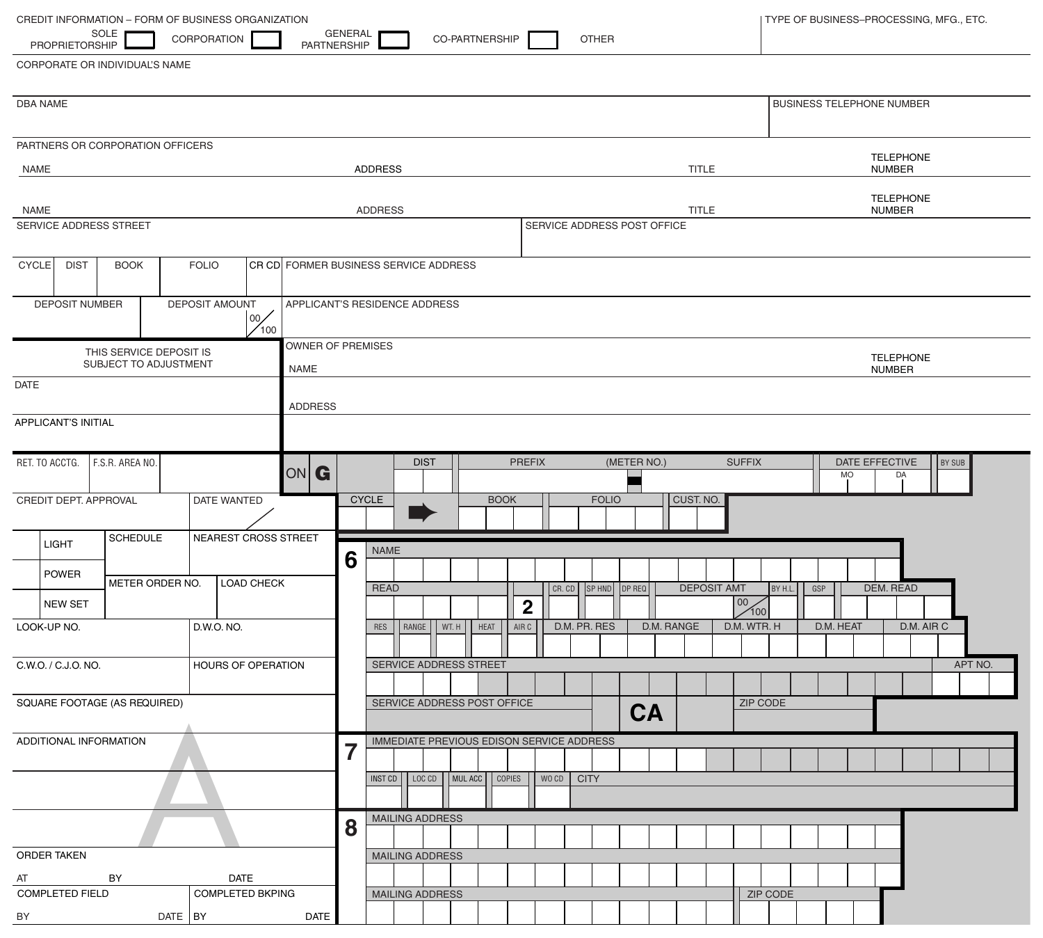CREDIT INFORMATION – FORM OF BUSINESS ORGANIZATION

SOLE PROPRIETORSHIP ☐ CORPORATION ☐ GENERAL PARTNERSHIP ☐ CO-PARTNERSHIP ☐ OTHER

TYPE OF BUSINESS–PROCESSING, MFG., ETC.

CORPORATE OR INDIVIDUAL'S NAME

DBA NAME

BUSINESS TELEPHONE NUMBER

PARTNERS OR CORPORATION OFFICERS

| NAME | ADDRESS | TITLE | TELEPHONE NUMBER |
| --- | --- | --- | --- |
| NAME | ADDRESS | TITLE | TELEPHONE NUMBER |

SERVICE ADDRESS STREET

SERVICE ADDRESS POST OFFICE

| CYCLE | DIST | BOOK | FOLIO | CR CD | FORMER BUSINESS SERVICE ADDRESS |
| --- | --- | --- | --- | --- | --- |
| | | | | | |

DEPOSIT NUMBER

DEPOSIT AMOUNT 00/100

APPLICANT'S RESIDENCE ADDRESS

THIS SERVICE DEPOSIT IS SUBJECT TO ADJUSTMENT

DATE

APPLICANT'S INITIAL

OWNER OF PREMISES

NAME

TELEPHONE NUMBER

ADDRESS

RET. TO ACCTG.

F.S.R. AREA NO.

ON G

| DIST | PREFIX (METER NO.) SUFFIX | DATE EFFECTIVE MO DA | BY SUB |
| --- | --- | --- | --- |
| | | | |

| CYCLE | | BOOK | FOLIO | CUST. NO. |
| --- | --- | --- | --- | --- |
| | | | | |

CREDIT DEPT. APPROVAL

DATE WANTED

LIGHT

POWER

NEW SET

SCHEDULE

NEAREST CROSS STREET

METER ORDER NO.

LOAD CHECK

LOOK-UP NO.

D.W.O. NO.

C.W.O. / C.J.O. NO.

HOURS OF OPERATION

SQUARE FOOTAGE (AS REQUIRED)

ADDITIONAL INFORMATION

A

ORDER TAKEN

AT BY DATE

COMPLETED FIELD

BY DATE

COMPLETED BKPING

BY DATE

**6**

NAME

READ | 2 | CR. CD | SP HND | DP REQ | DEPOSIT AMT 00/100 | BY H.L. | GSP | DEM. READ

RES | RANGE | WT. H | HEAT | AIR C | D.M. PR. RES | D.M. RANGE | D.M. WTR. H | D.M. HEAT | D.M. AIR C

SERVICE ADDRESS STREET | APT NO.

SERVICE ADDRESS POST OFFICE | CA | ZIP CODE

**7**

IMMEDIATE PREVIOUS EDISON SERVICE ADDRESS

INST CD | LOC CD | MUL ACC | COPIES | WO CD | CITY

**8**

MAILING ADDRESS

MAILING ADDRESS

MAILING ADDRESS | ZIP CODE